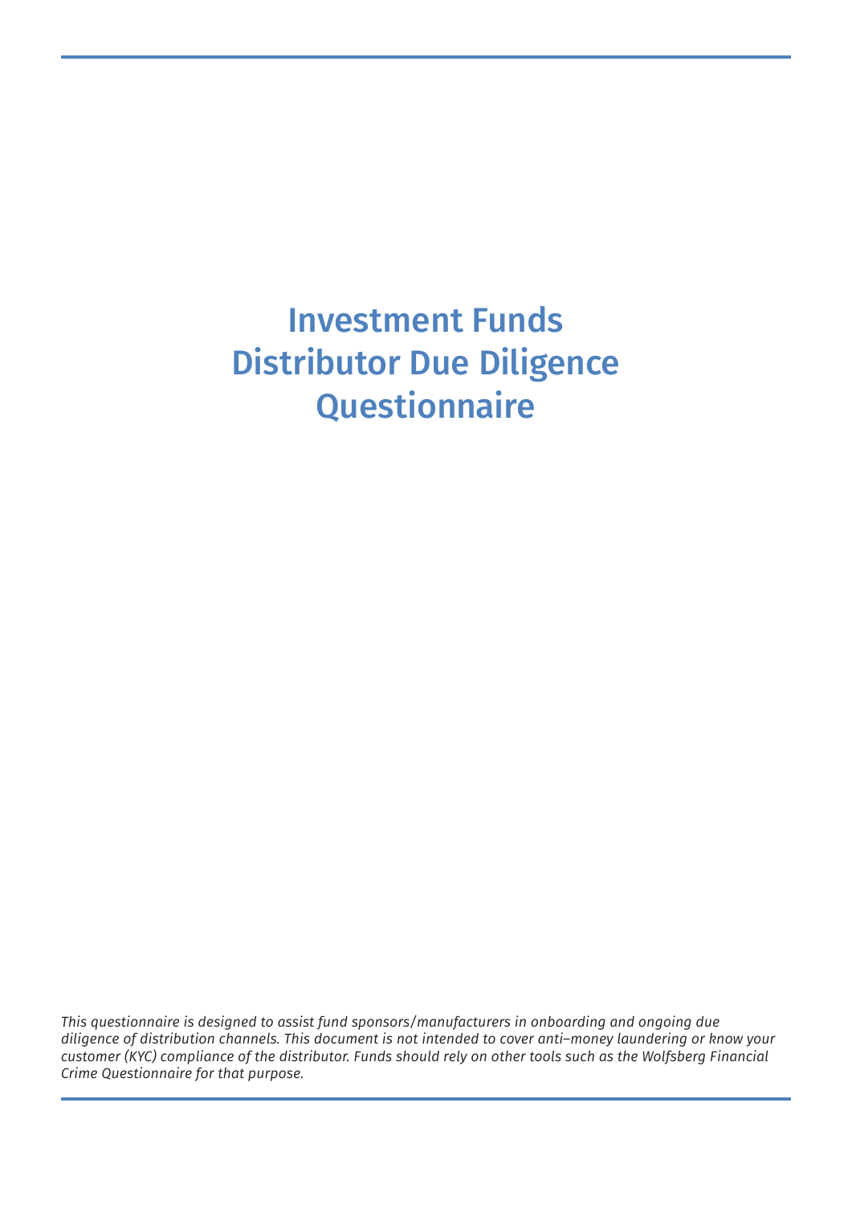# Investment Funds Distributor Due Diligence Questionnaire

*This questionnaire is designed to assist fund sponsors/manufacturers in onboarding and ongoing due diligence of distribution channels. This document is not intended to cover anti–money laundering or know your customer (KYC) compliance of the distributor. Funds should rely on other tools such as the Wolfsberg Financial Crime Questionnaire for that purpose.*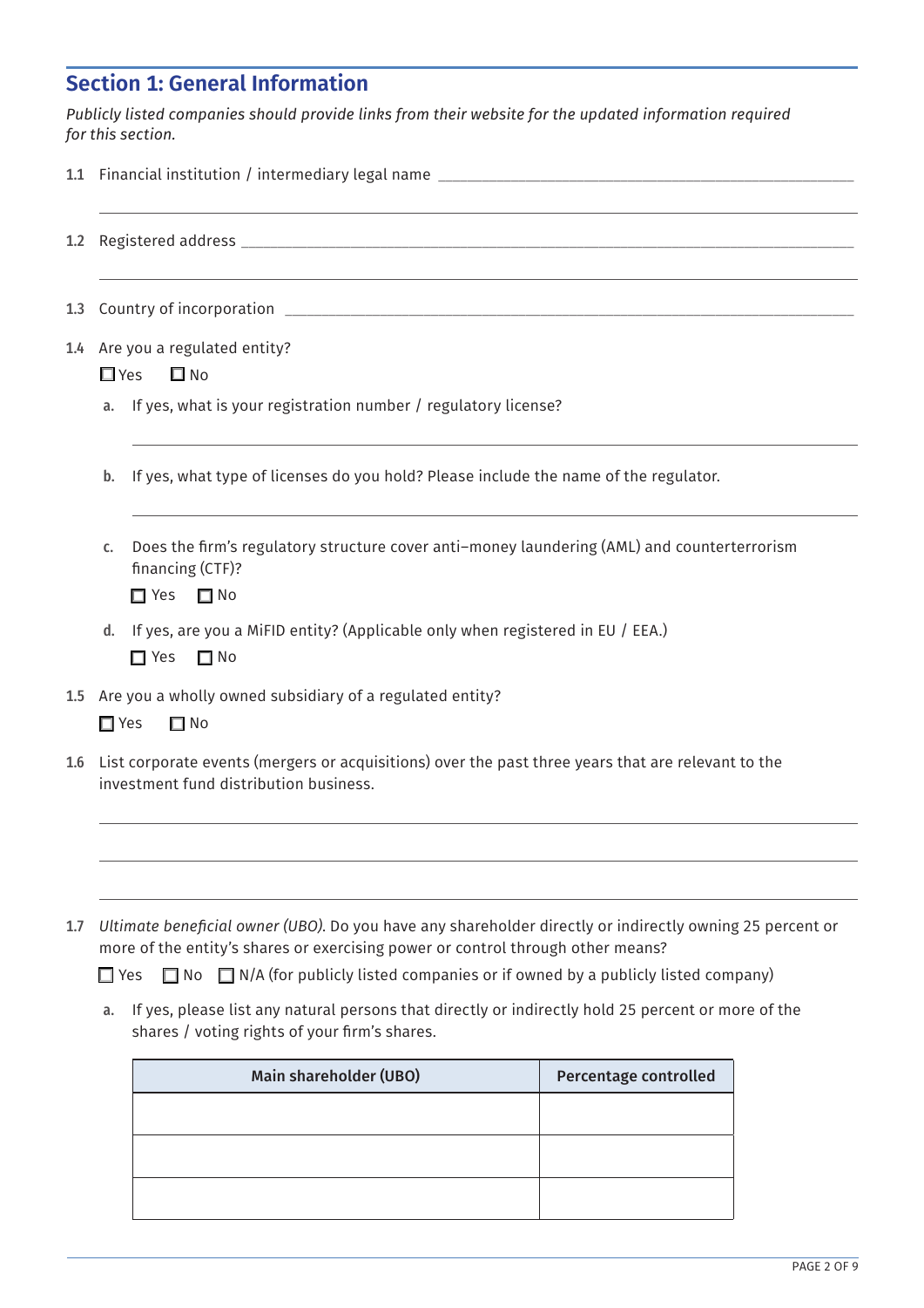## Section 1: General Information

*Publicly listed companies should provide links from their website for the updated information required for this section.*

**1.1** Financial institution / intermediary legal name ____________________

____________________

**1.2** Registered address ____________________

____________________

**1.3** Country of incorporation ____________________

**1.4** Are you a regulated entity?

☐ Yes ☐ No

**a.** If yes, what is your registration number / regulatory license?

____________________

**b.** If yes, what type of licenses do you hold? Please include the name of the regulator.

____________________

**c.** Does the firm's regulatory structure cover anti–money laundering (AML) and counterterrorism financing (CTF)?

☐ Yes ☐ No

**d.** If yes, are you a MiFID entity? (Applicable only when registered in EU / EEA.)

☐ Yes ☐ No

**1.5** Are you a wholly owned subsidiary of a regulated entity?

☐ Yes ☐ No

**1.6** List corporate events (mergers or acquisitions) over the past three years that are relevant to the investment fund distribution business.

____________________

____________________

____________________

**1.7** *Ultimate beneficial owner (UBO).* Do you have any shareholder directly or indirectly owning 25 percent or more of the entity's shares or exercising power or control through other means?

☐ Yes ☐ No ☐ N/A (for publicly listed companies or if owned by a publicly listed company)

**a.** If yes, please list any natural persons that directly or indirectly hold 25 percent or more of the shares / voting rights of your firm's shares.

| Main shareholder (UBO) | Percentage controlled |
|---|---|
| | |
| | |
| | |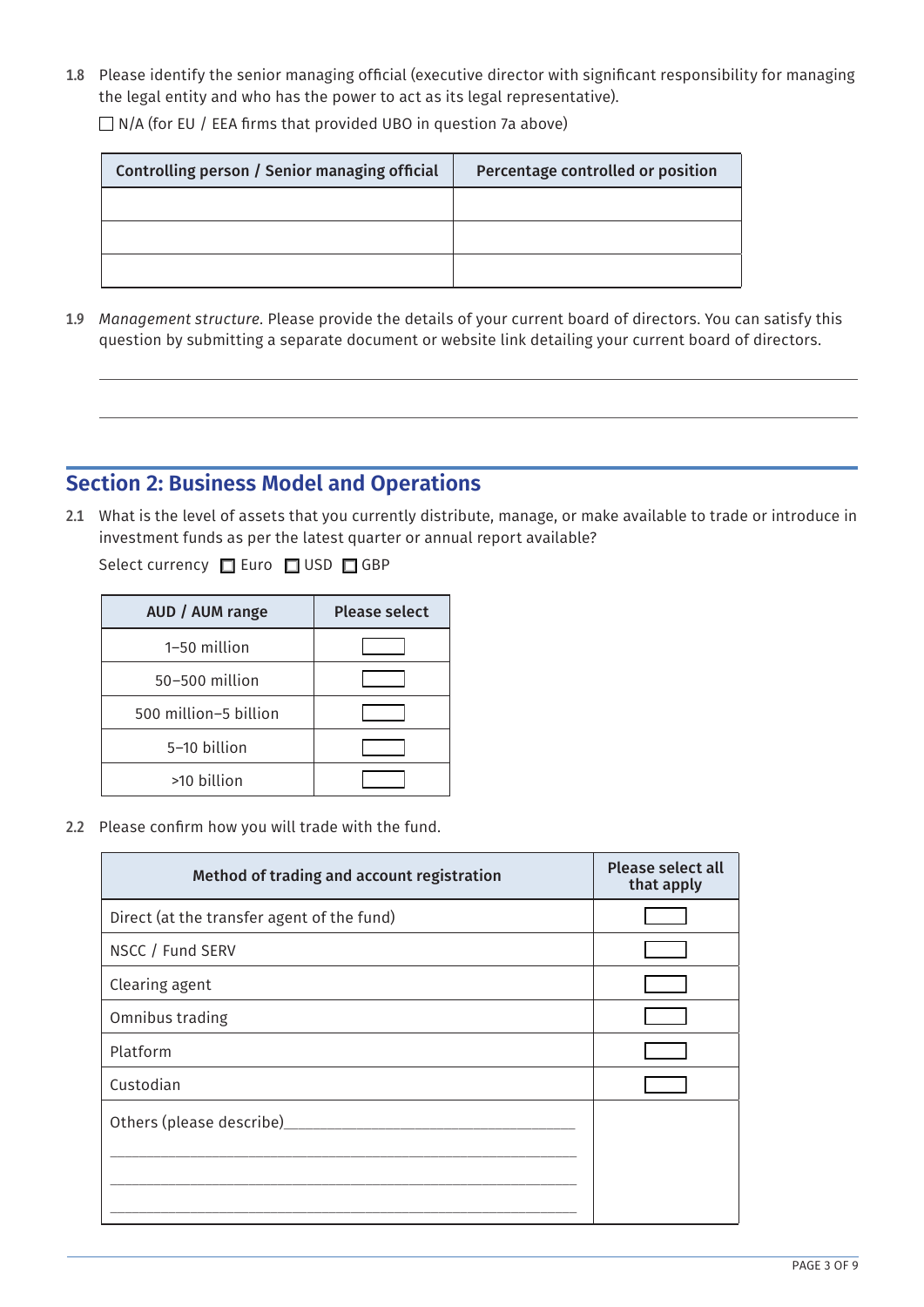1.8 Please identify the senior managing official (executive director with significant responsibility for managing the legal entity and who has the power to act as its legal representative).

☐ N/A (for EU / EEA firms that provided UBO in question 7a above)

| Controlling person / Senior managing official | Percentage controlled or position |
|---|---|
| | |
| | |
| | |

1.9 *Management structure*. Please provide the details of your current board of directors. You can satisfy this question by submitting a separate document or website link detailing your current board of directors.

______________________________________________________________________________

______________________________________________________________________________

## Section 2: Business Model and Operations

2.1 What is the level of assets that you currently distribute, manage, or make available to trade or introduce in investment funds as per the latest quarter or annual report available?

Select currency ☐ Euro ☐ USD ☐ GBP

| AUD / AUM range | Please select |
|---|---|
| 1–50 million | ☐ |
| 50–500 million | ☐ |
| 500 million–5 billion | ☐ |
| 5–10 billion | ☐ |
| >10 billion | ☐ |

2.2 Please confirm how you will trade with the fund.

| Method of trading and account registration | Please select all that apply |
|---|---|
| Direct (at the transfer agent of the fund) | ☐ |
| NSCC / Fund SERV | ☐ |
| Clearing agent | ☐ |
| Omnibus trading | ☐ |
| Platform | ☐ |
| Custodian | ☐ |
| Others (please describe)_______________________________________ _______________________________________ _______________________________________ _______________________________________ | |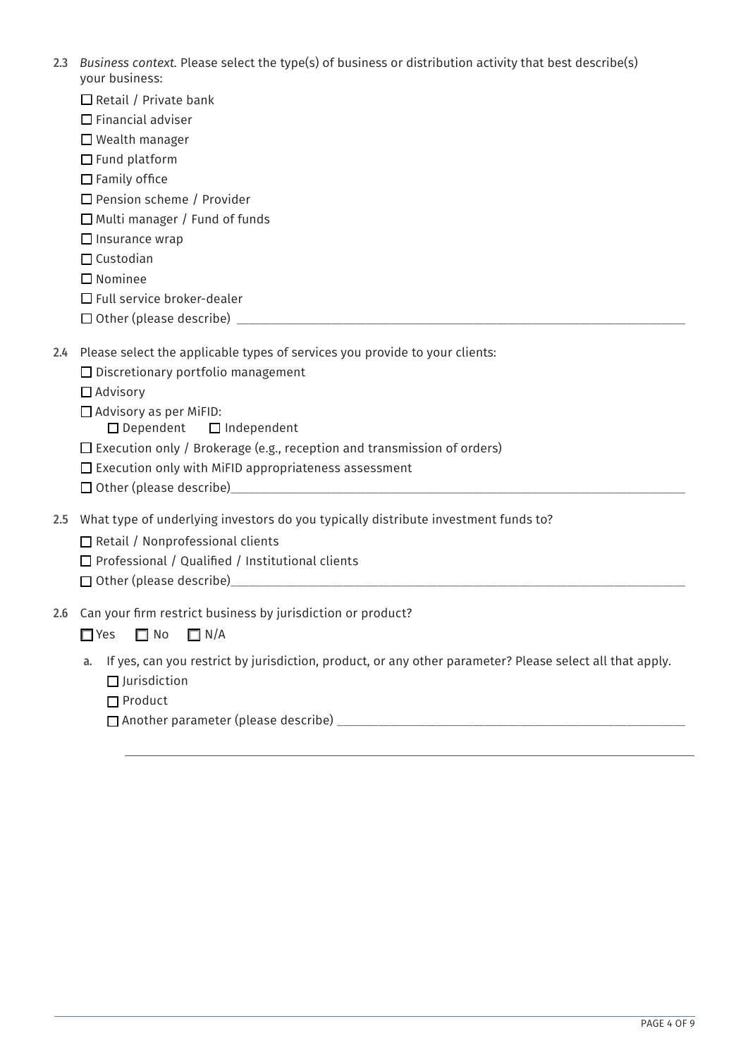2.3 *Business context.* Please select the type(s) of business or distribution activity that best describe(s) your business:

- ☐ Retail / Private bank
- ☐ Financial adviser
- ☐ Wealth manager
- ☐ Fund platform
- ☐ Family office
- ☐ Pension scheme / Provider
- ☐ Multi manager / Fund of funds
- ☐ Insurance wrap
- ☐ Custodian
- ☐ Nominee
- ☐ Full service broker-dealer
- ☐ Other (please describe) ____________________

2.4 Please select the applicable types of services you provide to your clients:

- ☐ Discretionary portfolio management
- ☐ Advisory
- ☐ Advisory as per MiFID:
  - ☐ Dependent ☐ Independent
- ☐ Execution only / Brokerage (e.g., reception and transmission of orders)
- ☐ Execution only with MiFID appropriateness assessment
- ☐ Other (please describe)____________________

2.5 What type of underlying investors do you typically distribute investment funds to?

- ☐ Retail / Nonprofessional clients
- ☐ Professional / Qualified / Institutional clients
- ☐ Other (please describe)____________________

2.6 Can your firm restrict business by jurisdiction or product?

☐ Yes ☐ No ☐ N/A

a. If yes, can you restrict by jurisdiction, product, or any other parameter? Please select all that apply.

- ☐ Jurisdiction
- ☐ Product
- ☐ Another parameter (please describe) ____________________

____________________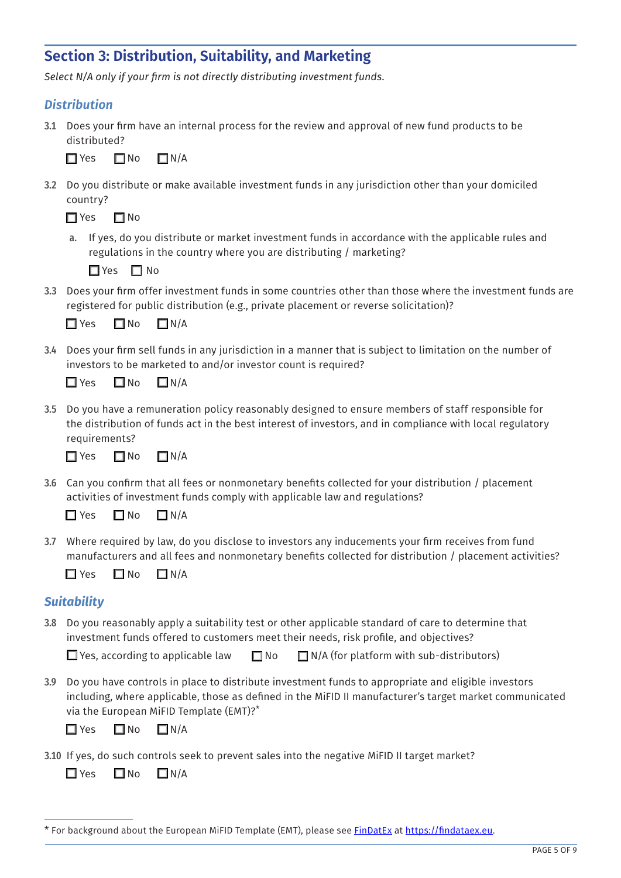## Section 3: Distribution, Suitability, and Marketing

*Select N/A only if your firm is not directly distributing investment funds.*

### *Distribution*

3.1 Does your firm have an internal process for the review and approval of new fund products to be distributed?

☐ Yes ☐ No ☐ N/A

3.2 Do you distribute or make available investment funds in any jurisdiction other than your domiciled country?

☐ Yes ☐ No

a. If yes, do you distribute or market investment funds in accordance with the applicable rules and regulations in the country where you are distributing / marketing?

☐ Yes ☐ No

3.3 Does your firm offer investment funds in some countries other than those where the investment funds are registered for public distribution (e.g., private placement or reverse solicitation)?

☐ Yes ☐ No ☐ N/A

3.4 Does your firm sell funds in any jurisdiction in a manner that is subject to limitation on the number of investors to be marketed to and/or investor count is required?

☐ Yes ☐ No ☐ N/A

3.5 Do you have a remuneration policy reasonably designed to ensure members of staff responsible for the distribution of funds act in the best interest of investors, and in compliance with local regulatory requirements?

☐ Yes ☐ No ☐ N/A

3.6 Can you confirm that all fees or nonmonetary benefits collected for your distribution / placement activities of investment funds comply with applicable law and regulations?

☐ Yes ☐ No ☐ N/A

3.7 Where required by law, do you disclose to investors any inducements your firm receives from fund manufacturers and all fees and nonmonetary benefits collected for distribution / placement activities?

☐ Yes ☐ No ☐ N/A

### *Suitability*

3.8 Do you reasonably apply a suitability test or other applicable standard of care to determine that investment funds offered to customers meet their needs, risk profile, and objectives?

☐ Yes, according to applicable law ☐ No ☐ N/A (for platform with sub-distributors)

3.9 Do you have controls in place to distribute investment funds to appropriate and eligible investors including, where applicable, those as defined in the MiFID II manufacturer's target market communicated via the European MiFID Template (EMT)?*

☐ Yes ☐ No ☐ N/A

3.10 If yes, do such controls seek to prevent sales into the negative MiFID II target market?

☐ Yes ☐ No ☐ N/A

---

* For background about the European MiFID Template (EMT), please see [FinDatEx](https://findataex.eu) at https://findataex.eu.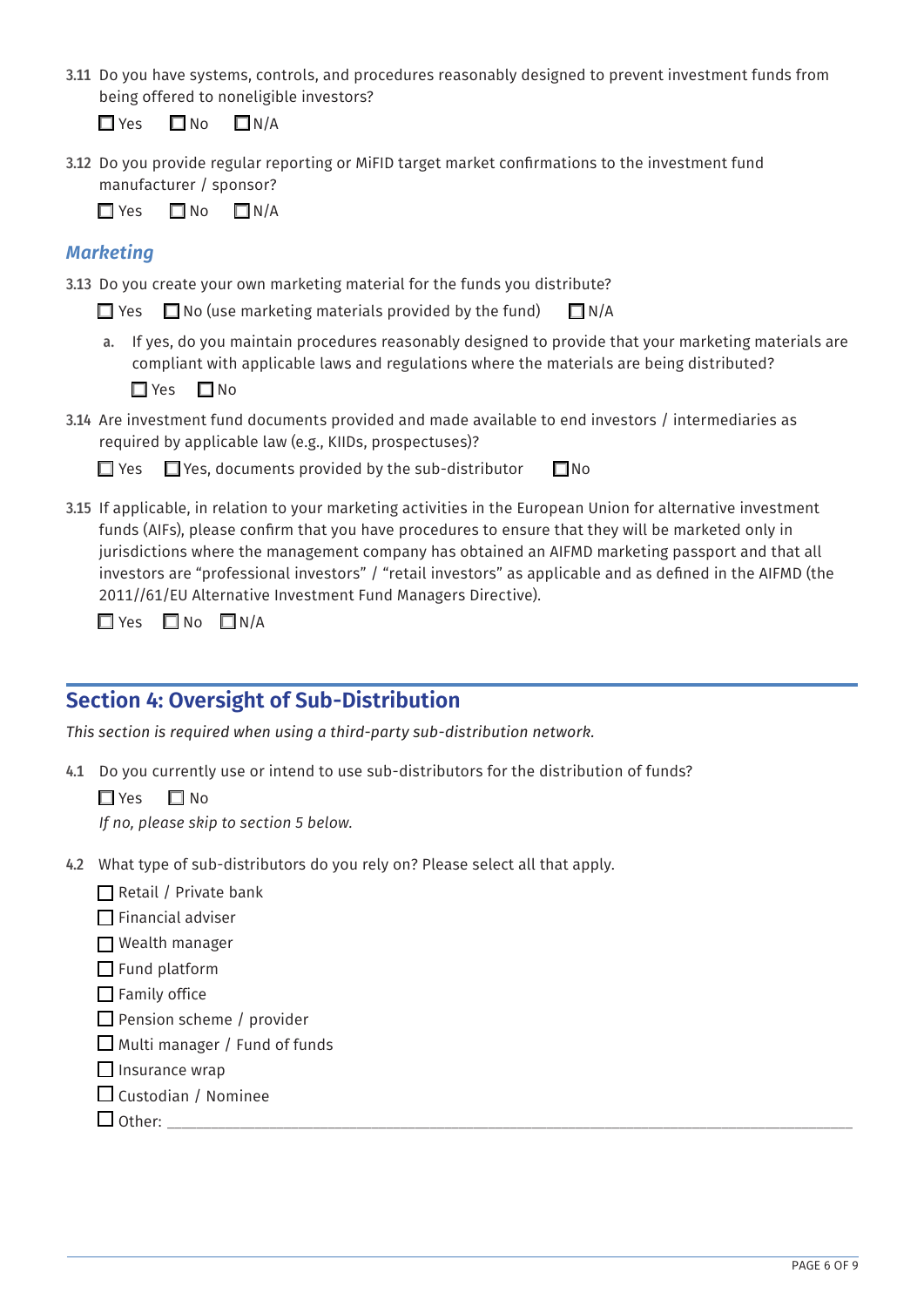3.11 Do you have systems, controls, and procedures reasonably designed to prevent investment funds from being offered to noneligible investors?

☐ Yes ☐ No ☐ N/A

3.12 Do you provide regular reporting or MiFID target market confirmations to the investment fund manufacturer / sponsor?

☐ Yes ☐ No ☐ N/A

### *Marketing*

3.13 Do you create your own marketing material for the funds you distribute?

☐ Yes ☐ No (use marketing materials provided by the fund) ☐ N/A

a. If yes, do you maintain procedures reasonably designed to provide that your marketing materials are compliant with applicable laws and regulations where the materials are being distributed?

☐ Yes ☐ No

3.14 Are investment fund documents provided and made available to end investors / intermediaries as required by applicable law (e.g., KIIDs, prospectuses)?

☐ Yes ☐ Yes, documents provided by the sub-distributor ☐ No

3.15 If applicable, in relation to your marketing activities in the European Union for alternative investment funds (AIFs), please confirm that you have procedures to ensure that they will be marketed only in jurisdictions where the management company has obtained an AIFMD marketing passport and that all investors are "professional investors" / "retail investors" as applicable and as defined in the AIFMD (the 2011//61/EU Alternative Investment Fund Managers Directive).

☐ Yes ☐ No ☐ N/A

## Section 4: Oversight of Sub-Distribution

*This section is required when using a third-party sub-distribution network.*

4.1 Do you currently use or intend to use sub-distributors for the distribution of funds?

☐ Yes ☐ No

*If no, please skip to section 5 below.*

4.2 What type of sub-distributors do you rely on? Please select all that apply.

☐ Retail / Private bank
☐ Financial adviser
☐ Wealth manager
☐ Fund platform
☐ Family office
☐ Pension scheme / provider
☐ Multi manager / Fund of funds
☐ Insurance wrap
☐ Custodian / Nominee
☐ Other: ______________________________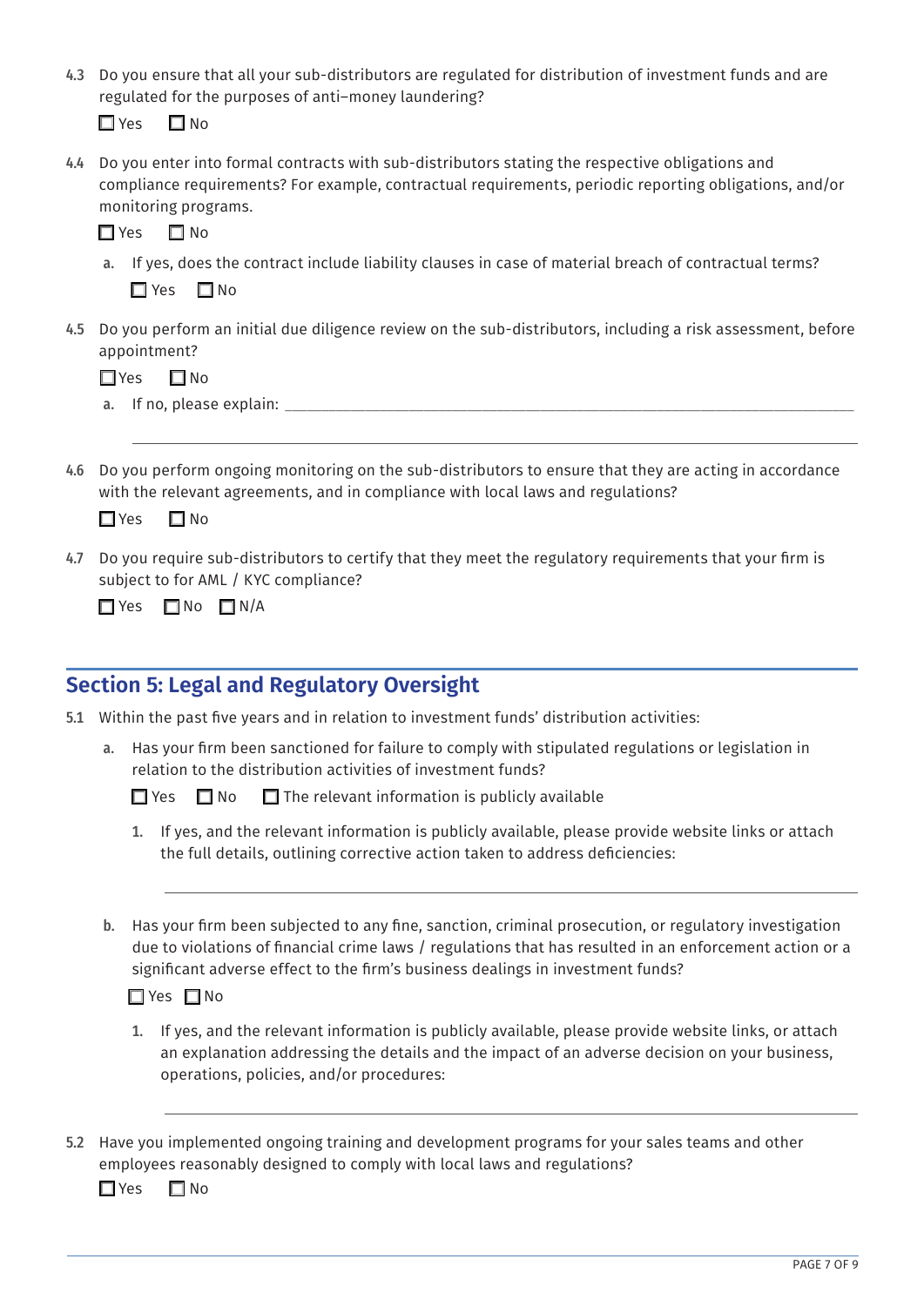4.3 Do you ensure that all your sub-distributors are regulated for distribution of investment funds and are regulated for the purposes of anti–money laundering?

☐ Yes ☐ No

4.4 Do you enter into formal contracts with sub-distributors stating the respective obligations and compliance requirements? For example, contractual requirements, periodic reporting obligations, and/or monitoring programs.

☐ Yes ☐ No

a. If yes, does the contract include liability clauses in case of material breach of contractual terms?

☐ Yes ☐ No

4.5 Do you perform an initial due diligence review on the sub-distributors, including a risk assessment, before appointment?

☐ Yes ☐ No

a. If no, please explain: ____________________________________________

____________________________________________

4.6 Do you perform ongoing monitoring on the sub-distributors to ensure that they are acting in accordance with the relevant agreements, and in compliance with local laws and regulations?

☐ Yes ☐ No

4.7 Do you require sub-distributors to certify that they meet the regulatory requirements that your firm is subject to for AML / KYC compliance?

☐ Yes ☐ No ☐ N/A

## Section 5: Legal and Regulatory Oversight

5.1 Within the past five years and in relation to investment funds' distribution activities:

a. Has your firm been sanctioned for failure to comply with stipulated regulations or legislation in relation to the distribution activities of investment funds?

☐ Yes ☐ No ☐ The relevant information is publicly available

1. If yes, and the relevant information is publicly available, please provide website links or attach the full details, outlining corrective action taken to address deficiencies:

____________________________________________

b. Has your firm been subjected to any fine, sanction, criminal prosecution, or regulatory investigation due to violations of financial crime laws / regulations that has resulted in an enforcement action or a significant adverse effect to the firm's business dealings in investment funds?

☐ Yes ☐ No

1. If yes, and the relevant information is publicly available, please provide website links, or attach an explanation addressing the details and the impact of an adverse decision on your business, operations, policies, and/or procedures:

____________________________________________

5.2 Have you implemented ongoing training and development programs for your sales teams and other employees reasonably designed to comply with local laws and regulations?

☐ Yes ☐ No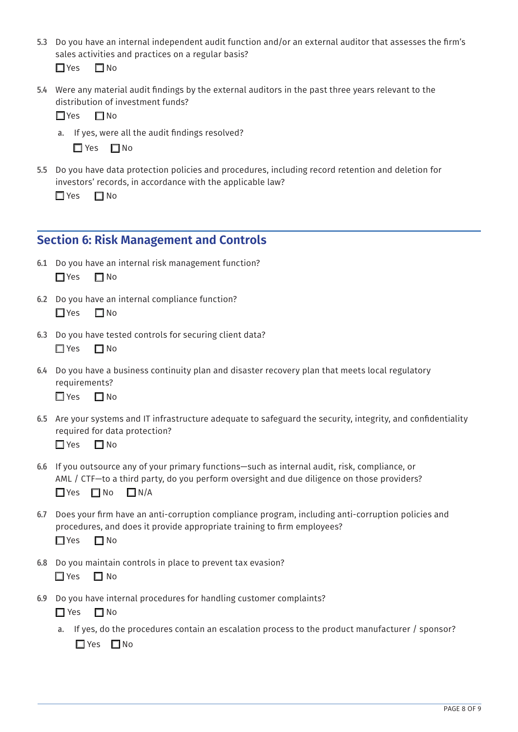5.3 Do you have an internal independent audit function and/or an external auditor that assesses the firm's sales activities and practices on a regular basis?

☐ Yes ☐ No

5.4 Were any material audit findings by the external auditors in the past three years relevant to the distribution of investment funds?

☐ Yes ☐ No

a. If yes, were all the audit findings resolved?

☐ Yes ☐ No

5.5 Do you have data protection policies and procedures, including record retention and deletion for investors' records, in accordance with the applicable law?

☐ Yes ☐ No

## Section 6: Risk Management and Controls

6.1 Do you have an internal risk management function?

☐ Yes ☐ No

6.2 Do you have an internal compliance function?

☐ Yes ☐ No

6.3 Do you have tested controls for securing client data?

☐ Yes ☐ No

6.4 Do you have a business continuity plan and disaster recovery plan that meets local regulatory requirements?

☐ Yes ☐ No

6.5 Are your systems and IT infrastructure adequate to safeguard the security, integrity, and confidentiality required for data protection?

☐ Yes ☐ No

6.6 If you outsource any of your primary functions—such as internal audit, risk, compliance, or AML / CTF—to a third party, do you perform oversight and due diligence on those providers?

☐ Yes ☐ No ☐ N/A

6.7 Does your firm have an anti-corruption compliance program, including anti-corruption policies and procedures, and does it provide appropriate training to firm employees?

☐ Yes ☐ No

6.8 Do you maintain controls in place to prevent tax evasion?

☐ Yes ☐ No

6.9 Do you have internal procedures for handling customer complaints?

☐ Yes ☐ No

a. If yes, do the procedures contain an escalation process to the product manufacturer / sponsor?

☐ Yes ☐ No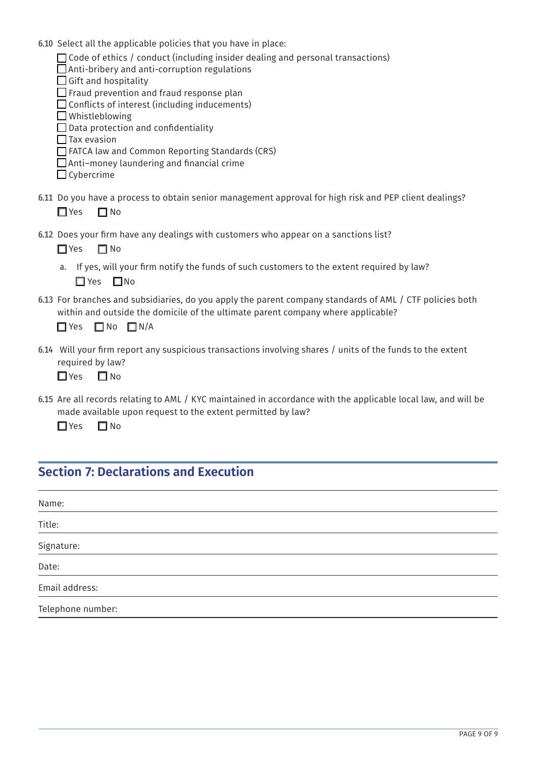**6.10** Select all the applicable policies that you have in place:

- ☐ Code of ethics / conduct (including insider dealing and personal transactions)
- ☐ Anti-bribery and anti-corruption regulations
- ☐ Gift and hospitality
- ☐ Fraud prevention and fraud response plan
- ☐ Conflicts of interest (including inducements)
- ☐ Whistleblowing
- ☐ Data protection and confidentiality
- ☐ Tax evasion
- ☐ FATCA law and Common Reporting Standards (CRS)
- ☐ Anti–money laundering and financial crime
- ☐ Cybercrime

**6.11** Do you have a process to obtain senior management approval for high risk and PEP client dealings?

☐ Yes ☐ No

**6.12** Does your firm have any dealings with customers who appear on a sanctions list?

☐ Yes ☐ No

**a.** If yes, will your firm notify the funds of such customers to the extent required by law?

☐ Yes ☐ No

**6.13** For branches and subsidiaries, do you apply the parent company standards of AML / CTF policies both within and outside the domicile of the ultimate parent company where applicable?

☐ Yes ☐ No ☐ N/A

**6.14** Will your firm report any suspicious transactions involving shares / units of the funds to the extent required by law?

☐ Yes ☐ No

**6.15** Are all records relating to AML / KYC maintained in accordance with the applicable local law, and will be made available upon request to the extent permitted by law?

☐ Yes ☐ No

## Section 7: Declarations and Execution

Name:

Title:

Signature:

Date:

Email address:

Telephone number: